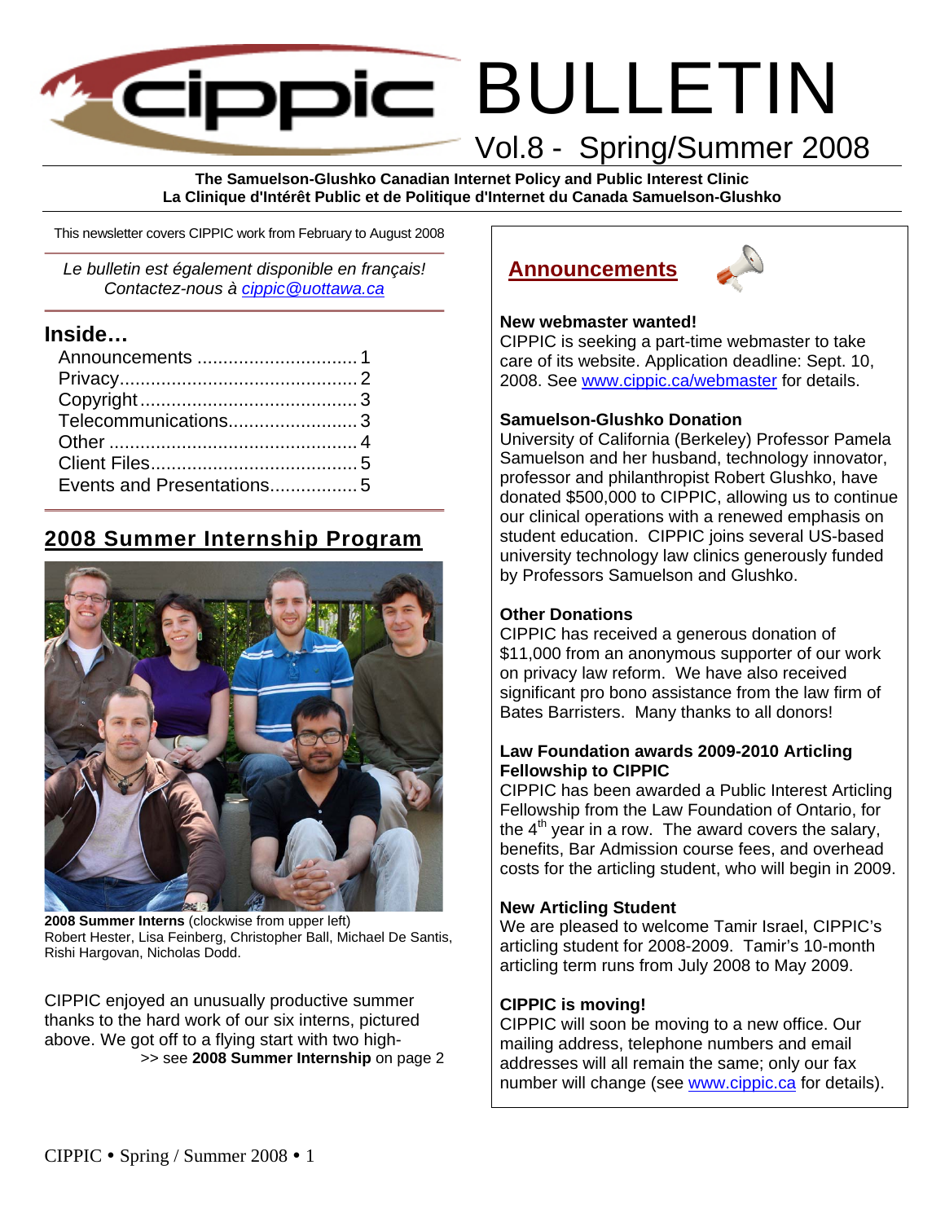# CIPPIC BULLETIN

Vol.8 - Spring/Summer 2008

**The Samuelson-Glushko Canadian Internet Policy and Public Interest Clinic**
**La Clinique d'Intérêt Public et de Politique d'Internet du Canada Samuelson-Glushko**

This newsletter covers CIPPIC work from February to August 2008

*Le bulletin est également disponible en français! Contactez-nous à cippic@uottawa.ca*

## Inside…

- Announcements .............................. 1
- Privacy .............................................. 2
- Copyright .......................................... 3
- Telecommunications ......................... 3
- Other ................................................ 4
- Client Files ........................................ 5
- Events and Presentations ................. 5

## 2008 Summer Internship Program

**2008 Summer Interns** (clockwise from upper left) Robert Hester, Lisa Feinberg, Christopher Ball, Michael De Santis, Rishi Hargovan, Nicholas Dodd.

CIPPIC enjoyed an unusually productive summer thanks to the hard work of our six interns, pictured above. We got off to a flying start with two high-

>> see **2008 Summer Internship** on page 2

## Announcements

**New webmaster wanted!**
CIPPIC is seeking a part-time webmaster to take care of its website. Application deadline: Sept. 10, 2008. See www.cippic.ca/webmaster for details.

**Samuelson-Glushko Donation**
University of California (Berkeley) Professor Pamela Samuelson and her husband, technology innovator, professor and philanthropist Robert Glushko, have donated $500,000 to CIPPIC, allowing us to continue our clinical operations with a renewed emphasis on student education. CIPPIC joins several US-based university technology law clinics generously funded by Professors Samuelson and Glushko.

**Other Donations**
CIPPIC has received a generous donation of $11,000 from an anonymous supporter of our work on privacy law reform. We have also received significant pro bono assistance from the law firm of Bates Barristers. Many thanks to all donors!

**Law Foundation awards 2009-2010 Articling Fellowship to CIPPIC**
CIPPIC has been awarded a Public Interest Articling Fellowship from the Law Foundation of Ontario, for the 4th year in a row. The award covers the salary, benefits, Bar Admission course fees, and overhead costs for the articling student, who will begin in 2009.

**New Articling Student**
We are pleased to welcome Tamir Israel, CIPPIC's articling student for 2008-2009. Tamir's 10-month articling term runs from July 2008 to May 2009.

**CIPPIC is moving!**
CIPPIC will soon be moving to a new office. Our mailing address, telephone numbers and email addresses will all remain the same; only our fax number will change (see www.cippic.ca for details).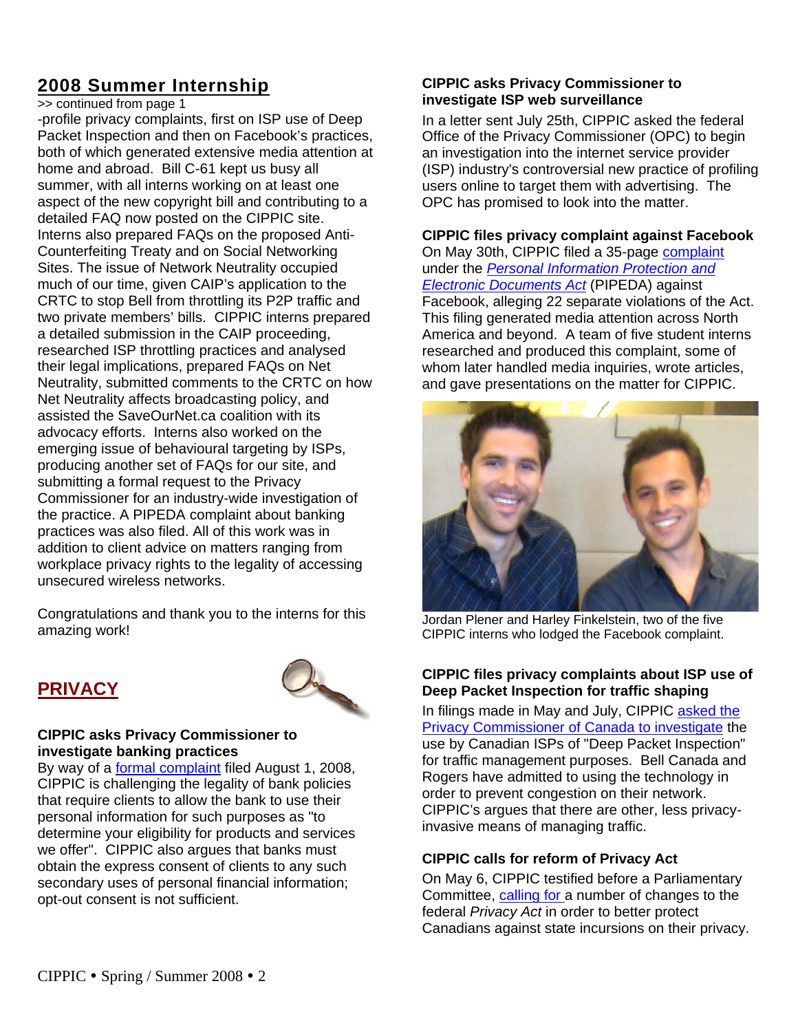## 2008 Summer Internship

>> continued from page 1

-profile privacy complaints, first on ISP use of Deep Packet Inspection and then on Facebook's practices, both of which generated extensive media attention at home and abroad. Bill C-61 kept us busy all summer, with all interns working on at least one aspect of the new copyright bill and contributing to a detailed FAQ now posted on the CIPPIC site. Interns also prepared FAQs on the proposed Anti-Counterfeiting Treaty and on Social Networking Sites. The issue of Network Neutrality occupied much of our time, given CAIP's application to the CRTC to stop Bell from throttling its P2P traffic and two private members' bills. CIPPIC interns prepared a detailed submission in the CAIP proceeding, researched ISP throttling practices and analysed their legal implications, prepared FAQs on Net Neutrality, submitted comments to the CRTC on how Net Neutrality affects broadcasting policy, and assisted the SaveOurNet.ca coalition with its advocacy efforts. Interns also worked on the emerging issue of behavioural targeting by ISPs, producing another set of FAQs for our site, and submitting a formal request to the Privacy Commissioner for an industry-wide investigation of the practice. A PIPEDA complaint about banking practices was also filed. All of this work was in addition to client advice on matters ranging from workplace privacy rights to the legality of accessing unsecured wireless networks.

Congratulations and thank you to the interns for this amazing work!

## PRIVACY

### CIPPIC asks Privacy Commissioner to investigate banking practices

By way of a formal complaint filed August 1, 2008, CIPPIC is challenging the legality of bank policies that require clients to allow the bank to use their personal information for such purposes as "to determine your eligibility for products and services we offer". CIPPIC also argues that banks must obtain the express consent of clients to any such secondary uses of personal financial information; opt-out consent is not sufficient.

### CIPPIC asks Privacy Commissioner to investigate ISP web surveillance

In a letter sent July 25th, CIPPIC asked the federal Office of the Privacy Commissioner (OPC) to begin an investigation into the internet service provider (ISP) industry's controversial new practice of profiling users online to target them with advertising. The OPC has promised to look into the matter.

### CIPPIC files privacy complaint against Facebook

On May 30th, CIPPIC filed a 35-page complaint under the *Personal Information Protection and Electronic Documents Act* (PIPEDA) against Facebook, alleging 22 separate violations of the Act. This filing generated media attention across North America and beyond. A team of five student interns researched and produced this complaint, some of whom later handled media inquiries, wrote articles, and gave presentations on the matter for CIPPIC.

Jordan Plener and Harley Finkelstein, two of the five CIPPIC interns who lodged the Facebook complaint.

### CIPPIC files privacy complaints about ISP use of Deep Packet Inspection for traffic shaping

In filings made in May and July, CIPPIC asked the Privacy Commissioner of Canada to investigate the use by Canadian ISPs of "Deep Packet Inspection" for traffic management purposes. Bell Canada and Rogers have admitted to using the technology in order to prevent congestion on their network. CIPPIC's argues that there are other, less privacy-invasive means of managing traffic.

### CIPPIC calls for reform of Privacy Act

On May 6, CIPPIC testified before a Parliamentary Committee, calling for a number of changes to the federal *Privacy Act* in order to better protect Canadians against state incursions on their privacy.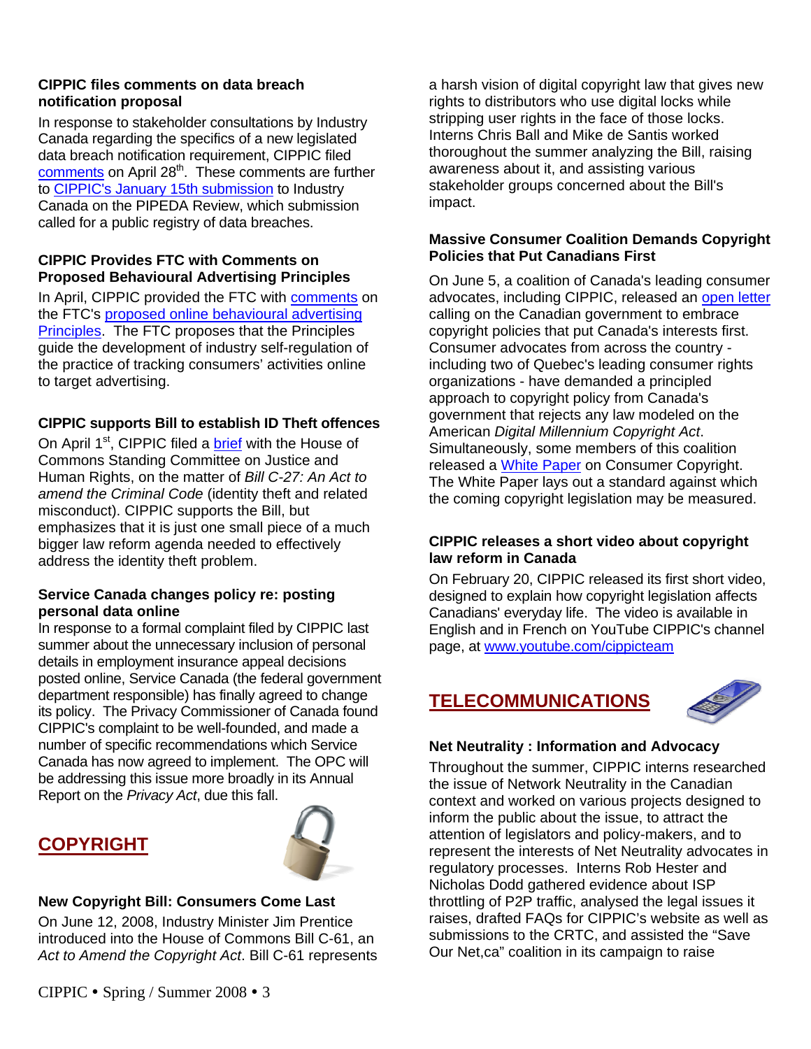### CIPPIC files comments on data breach notification proposal

In response to stakeholder consultations by Industry Canada regarding the specifics of a new legislated data breach notification requirement, CIPPIC filed comments on April 28th. These comments are further to CIPPIC's January 15th submission to Industry Canada on the PIPEDA Review, which submission called for a public registry of data breaches.

### CIPPIC Provides FTC with Comments on Proposed Behavioural Advertising Principles

In April, CIPPIC provided the FTC with comments on the FTC's proposed online behavioural advertising Principles. The FTC proposes that the Principles guide the development of industry self-regulation of the practice of tracking consumers' activities online to target advertising.

### CIPPIC supports Bill to establish ID Theft offences

On April 1st, CIPPIC filed a brief with the House of Commons Standing Committee on Justice and Human Rights, on the matter of *Bill C-27: An Act to amend the Criminal Code* (identity theft and related misconduct). CIPPIC supports the Bill, but emphasizes that it is just one small piece of a much bigger law reform agenda needed to effectively address the identity theft problem.

### Service Canada changes policy re: posting personal data online

In response to a formal complaint filed by CIPPIC last summer about the unnecessary inclusion of personal details in employment insurance appeal decisions posted online, Service Canada (the federal government department responsible) has finally agreed to change its policy. The Privacy Commissioner of Canada found CIPPIC's complaint to be well-founded, and made a number of specific recommendations which Service Canada has now agreed to implement. The OPC will be addressing this issue more broadly in its Annual Report on the *Privacy Act*, due this fall.

## COPYRIGHT

### New Copyright Bill: Consumers Come Last

On June 12, 2008, Industry Minister Jim Prentice introduced into the House of Commons Bill C-61, an *Act to Amend the Copyright Act*. Bill C-61 represents a harsh vision of digital copyright law that gives new rights to distributors who use digital locks while stripping user rights in the face of those locks. Interns Chris Ball and Mike de Santis worked thoroughout the summer analyzing the Bill, raising awareness about it, and assisting various stakeholder groups concerned about the Bill's impact.

### Massive Consumer Coalition Demands Copyright Policies that Put Canadians First

On June 5, a coalition of Canada's leading consumer advocates, including CIPPIC, released an open letter calling on the Canadian government to embrace copyright policies that put Canada's interests first. Consumer advocates from across the country - including two of Quebec's leading consumer rights organizations - have demanded a principled approach to copyright policy from Canada's government that rejects any law modeled on the American *Digital Millennium Copyright Act*. Simultaneously, some members of this coalition released a White Paper on Consumer Copyright. The White Paper lays out a standard against which the coming copyright legislation may be measured.

### CIPPIC releases a short video about copyright law reform in Canada

On February 20, CIPPIC released its first short video, designed to explain how copyright legislation affects Canadians' everyday life. The video is available in English and in French on YouTube CIPPIC's channel page, at www.youtube.com/cippicteam

## TELECOMMUNICATIONS

### Net Neutrality : Information and Advocacy

Throughout the summer, CIPPIC interns researched the issue of Network Neutrality in the Canadian context and worked on various projects designed to inform the public about the issue, to attract the attention of legislators and policy-makers, and to represent the interests of Net Neutrality advocates in regulatory processes. Interns Rob Hester and Nicholas Dodd gathered evidence about ISP throttling of P2P traffic, analysed the legal issues it raises, drafted FAQs for CIPPIC's website as well as submissions to the CRTC, and assisted the "Save Our Net,ca" coalition in its campaign to raise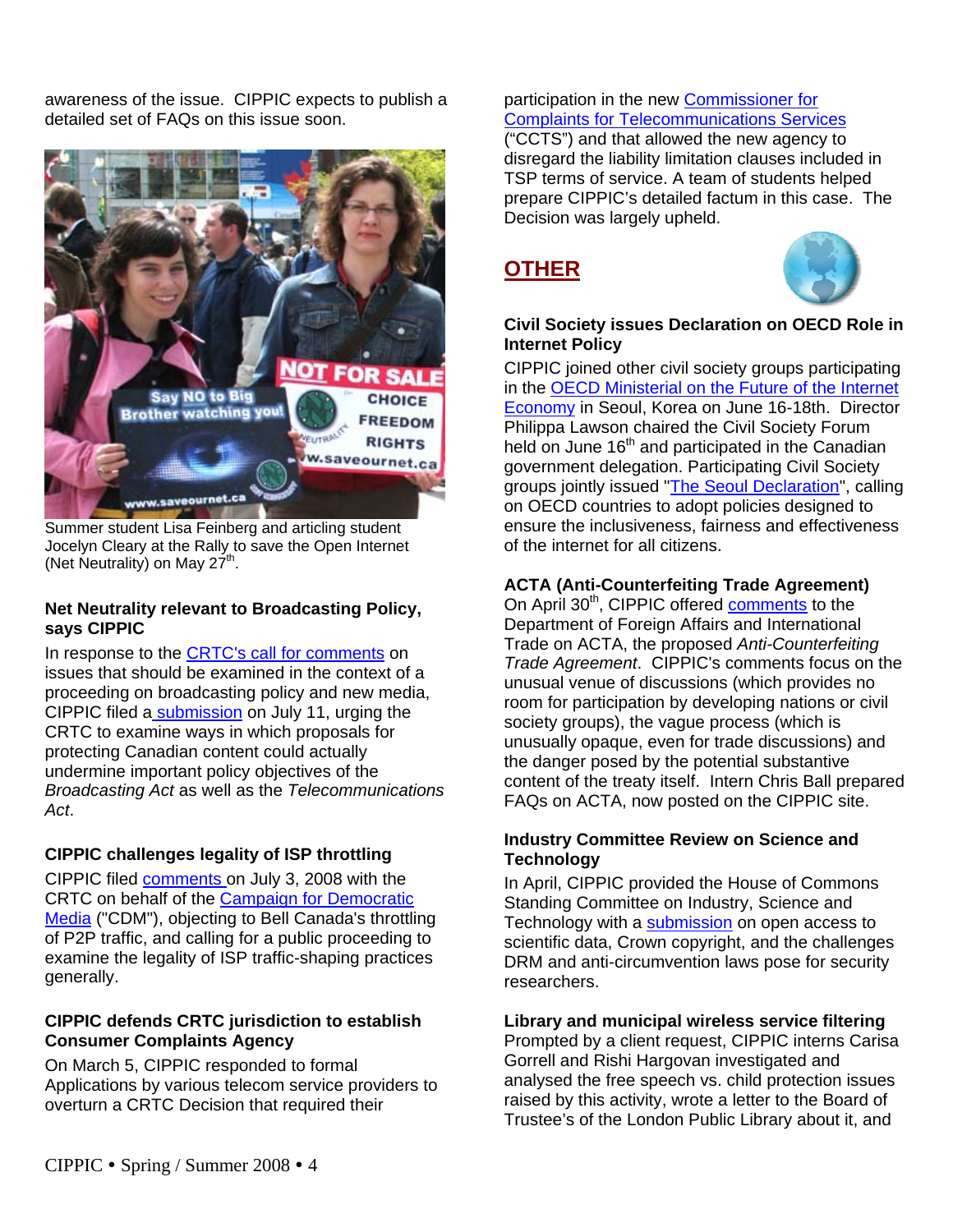awareness of the issue. CIPPIC expects to publish a detailed set of FAQs on this issue soon.

Summer student Lisa Feinberg and articling student Jocelyn Cleary at the Rally to save the Open Internet (Net Neutrality) on May 27th.

**Net Neutrality relevant to Broadcasting Policy, says CIPPIC**

In response to the CRTC's call for comments on issues that should be examined in the context of a proceeding on broadcasting policy and new media, CIPPIC filed a submission on July 11, urging the CRTC to examine ways in which proposals for protecting Canadian content could actually undermine important policy objectives of the *Broadcasting Act* as well as the *Telecommunications Act*.

**CIPPIC challenges legality of ISP throttling**

CIPPIC filed comments on July 3, 2008 with the CRTC on behalf of the Campaign for Democratic Media ("CDM"), objecting to Bell Canada's throttling of P2P traffic, and calling for a public proceeding to examine the legality of ISP traffic-shaping practices generally.

**CIPPIC defends CRTC jurisdiction to establish Consumer Complaints Agency**

On March 5, CIPPIC responded to formal Applications by various telecom service providers to overturn a CRTC Decision that required their participation in the new Commissioner for Complaints for Telecommunications Services ("CCTS") and that allowed the new agency to disregard the liability limitation clauses included in TSP terms of service. A team of students helped prepare CIPPIC's detailed factum in this case. The Decision was largely upheld.

## OTHER

**Civil Society issues Declaration on OECD Role in Internet Policy**

CIPPIC joined other civil society groups participating in the OECD Ministerial on the Future of the Internet Economy in Seoul, Korea on June 16-18th. Director Philippa Lawson chaired the Civil Society Forum held on June 16th and participated in the Canadian government delegation. Participating Civil Society groups jointly issued "The Seoul Declaration", calling on OECD countries to adopt policies designed to ensure the inclusiveness, fairness and effectiveness of the internet for all citizens.

**ACTA (Anti-Counterfeiting Trade Agreement)**

On April 30th, CIPPIC offered comments to the Department of Foreign Affairs and International Trade on ACTA, the proposed *Anti-Counterfeiting Trade Agreement*. CIPPIC's comments focus on the unusual venue of discussions (which provides no room for participation by developing nations or civil society groups), the vague process (which is unusually opaque, even for trade discussions) and the danger posed by the potential substantive content of the treaty itself. Intern Chris Ball prepared FAQs on ACTA, now posted on the CIPPIC site.

**Industry Committee Review on Science and Technology**

In April, CIPPIC provided the House of Commons Standing Committee on Industry, Science and Technology with a submission on open access to scientific data, Crown copyright, and the challenges DRM and anti-circumvention laws pose for security researchers.

**Library and municipal wireless service filtering**

Prompted by a client request, CIPPIC interns Carisa Gorrell and Rishi Hargovan investigated and analysed the free speech vs. child protection issues raised by this activity, wrote a letter to the Board of Trustee's of the London Public Library about it, and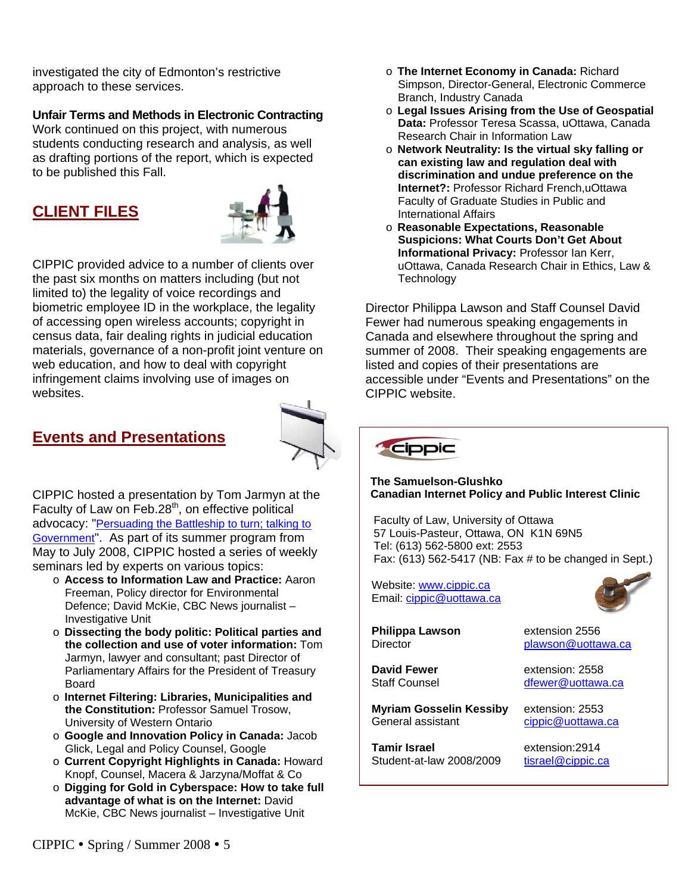investigated the city of Edmonton's restrictive approach to these services.

**Unfair Terms and Methods in Electronic Contracting**
Work continued on this project, with numerous students conducting research and analysis, as well as drafting portions of the report, which is expected to be published this Fall.

## CLIENT FILES

CIPPIC provided advice to a number of clients over the past six months on matters including (but not limited to) the legality of voice recordings and biometric employee ID in the workplace, the legality of accessing open wireless accounts; copyright in census data, fair dealing rights in judicial education materials, governance of a non-profit joint venture on web education, and how to deal with copyright infringement claims involving use of images on websites.

## Events and Presentations

CIPPIC hosted a presentation by Tom Jarmyn at the Faculty of Law on Feb.28th, on effective political advocacy: "Persuading the Battleship to turn; talking to Government". As part of its summer program from May to July 2008, CIPPIC hosted a series of weekly seminars led by experts on various topics:

- **Access to Information Law and Practice:** Aaron Freeman, Policy director for Environmental Defence; David McKie, CBC News journalist – Investigative Unit
- **Dissecting the body politic: Political parties and the collection and use of voter information:** Tom Jarmyn, lawyer and consultant; past Director of Parliamentary Affairs for the President of Treasury Board
- **Internet Filtering: Libraries, Municipalities and the Constitution:** Professor Samuel Trosow, University of Western Ontario
- **Google and Innovation Policy in Canada:** Jacob Glick, Legal and Policy Counsel, Google
- **Current Copyright Highlights in Canada:** Howard Knopf, Counsel, Macera & Jarzyna/Moffat & Co
- **Digging for Gold in Cyberspace: How to take full advantage of what is on the Internet:** David McKie, CBC News journalist – Investigative Unit
- **The Internet Economy in Canada:** Richard Simpson, Director-General, Electronic Commerce Branch, Industry Canada
- **Legal Issues Arising from the Use of Geospatial Data:** Professor Teresa Scassa, uOttawa, Canada Research Chair in Information Law
- **Network Neutrality: Is the virtual sky falling or can existing law and regulation deal with discrimination and undue preference on the Internet?:** Professor Richard French,uOttawa Faculty of Graduate Studies in Public and International Affairs
- **Reasonable Expectations, Reasonable Suspicions: What Courts Don't Get About Informational Privacy:** Professor Ian Kerr, uOttawa, Canada Research Chair in Ethics, Law & Technology

Director Philippa Lawson and Staff Counsel David Fewer had numerous speaking engagements in Canada and elsewhere throughout the spring and summer of 2008. Their speaking engagements are listed and copies of their presentations are accessible under "Events and Presentations" on the CIPPIC website.

---

cippic

**The Samuelson-Glushko Canadian Internet Policy and Public Interest Clinic**

Faculty of Law, University of Ottawa
57 Louis-Pasteur, Ottawa, ON K1N 69N5
Tel: (613) 562-5800 ext: 2553
Fax: (613) 562-5417 (NB: Fax # to be changed in Sept.)

Website: www.cippic.ca
Email: cippic@uottawa.ca

| | |
|---|---|
| **Philippa Lawson** Director | extension 2556 plawson@uottawa.ca |
| **David Fewer** Staff Counsel | extension: 2558 dfewer@uottawa.ca |
| **Myriam Gosselin Kessiby** General assistant | extension: 2553 cippic@uottawa.ca |
| **Tamir Israel** Student-at-law 2008/2009 | extension:2914 tisrael@cippic.ca |